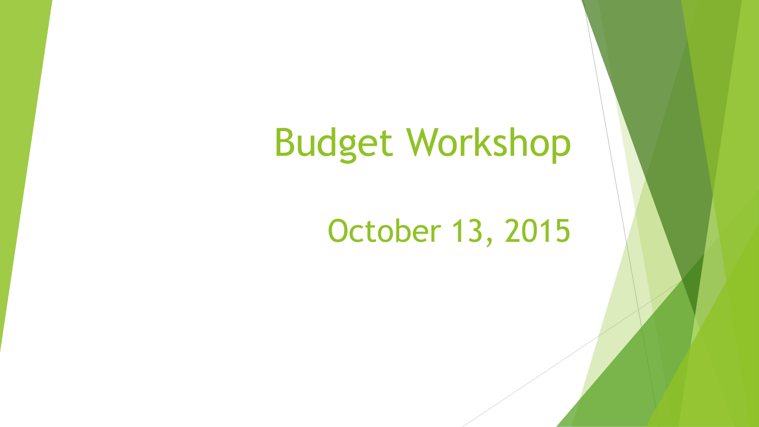# Budget Workshop

## October 13, 2015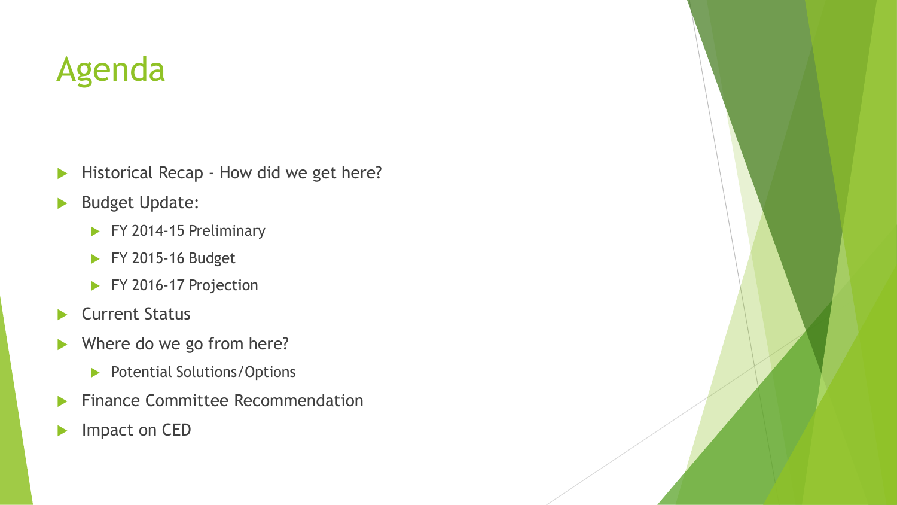# Agenda

- Historical Recap - How did we get here?
- Budget Update:
  - FY 2014-15 Preliminary
  - FY 2015-16 Budget
  - FY 2016-17 Projection
- Current Status
- Where do we go from here?
  - Potential Solutions/Options
- Finance Committee Recommendation
- Impact on CED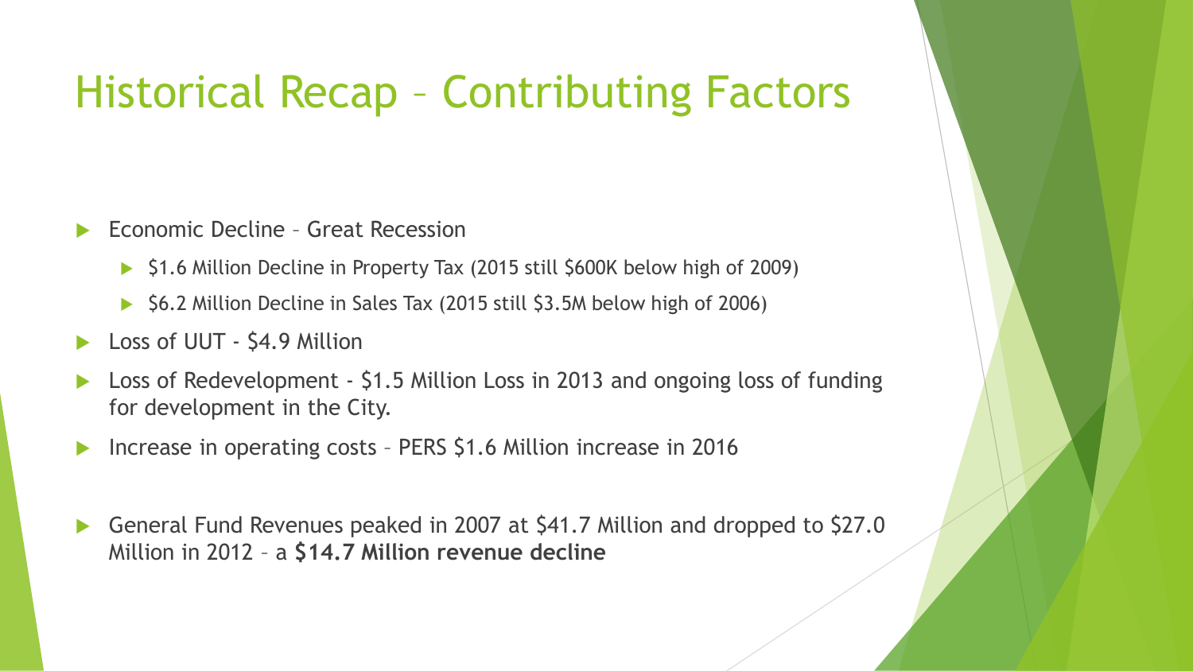# Historical Recap – Contributing Factors

- Economic Decline – Great Recession
  - $1.6 Million Decline in Property Tax (2015 still $600K below high of 2009)
  - $6.2 Million Decline in Sales Tax (2015 still $3.5M below high of 2006)
- Loss of UUT - $4.9 Million
- Loss of Redevelopment - $1.5 Million Loss in 2013 and ongoing loss of funding for development in the City.
- Increase in operating costs – PERS $1.6 Million increase in 2016
- General Fund Revenues peaked in 2007 at $41.7 Million and dropped to $27.0 Million in 2012 – a **$14.7 Million revenue decline**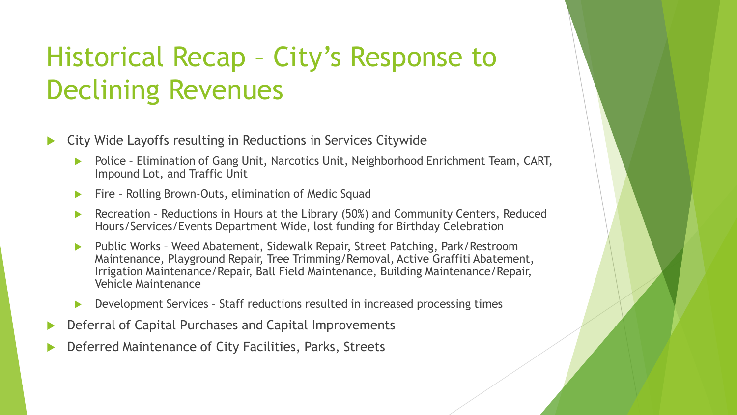# Historical Recap – City's Response to Declining Revenues

- City Wide Layoffs resulting in Reductions in Services Citywide
  - Police – Elimination of Gang Unit, Narcotics Unit, Neighborhood Enrichment Team, CART, Impound Lot, and Traffic Unit
  - Fire – Rolling Brown-Outs, elimination of Medic Squad
  - Recreation – Reductions in Hours at the Library (50%) and Community Centers, Reduced Hours/Services/Events Department Wide, lost funding for Birthday Celebration
  - Public Works – Weed Abatement, Sidewalk Repair, Street Patching, Park/Restroom Maintenance, Playground Repair, Tree Trimming/Removal, Active Graffiti Abatement, Irrigation Maintenance/Repair, Ball Field Maintenance, Building Maintenance/Repair, Vehicle Maintenance
  - Development Services – Staff reductions resulted in increased processing times
- Deferral of Capital Purchases and Capital Improvements
- Deferred Maintenance of City Facilities, Parks, Streets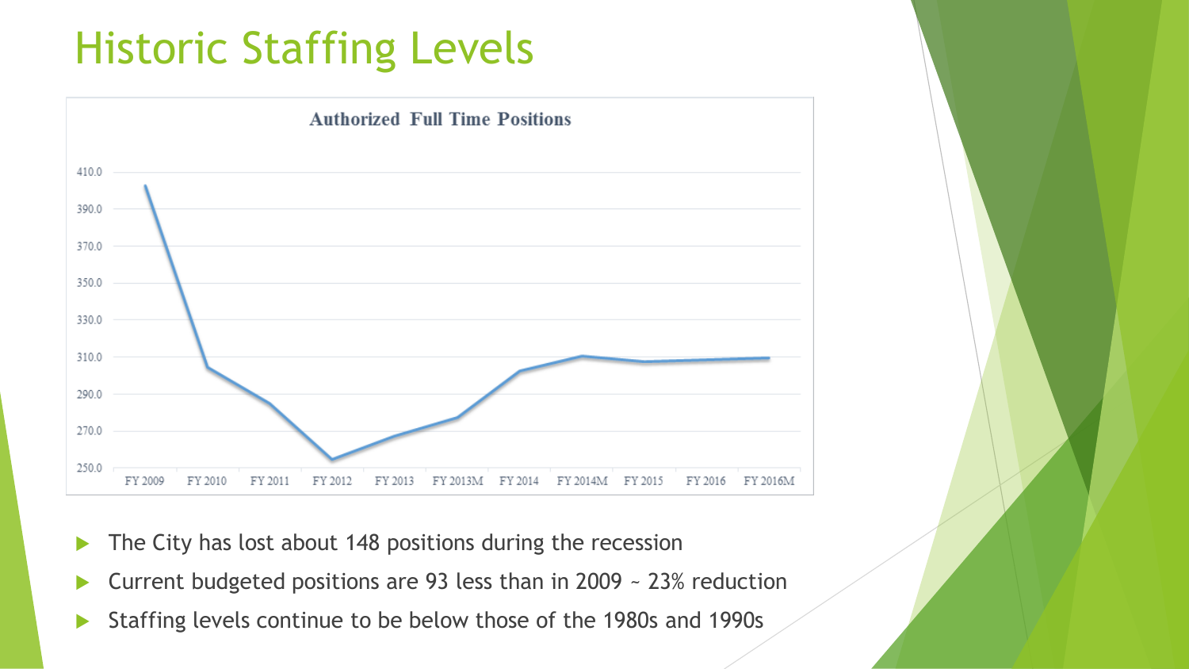# Historic Staffing Levels

Authorized Full Time Positions

410.0
390.0
370.0
350.0
330.0
310.0
290.0
270.0
250.0

FY 2009 FY 2010 FY 2011 FY 2012 FY 2013 FY 2013M FY 2014 FY 2014M FY 2015 FY 2016 FY 2016M

- The City has lost about 148 positions during the recession
- Current budgeted positions are 93 less than in 2009 ~ 23% reduction
- Staffing levels continue to be below those of the 1980s and 1990s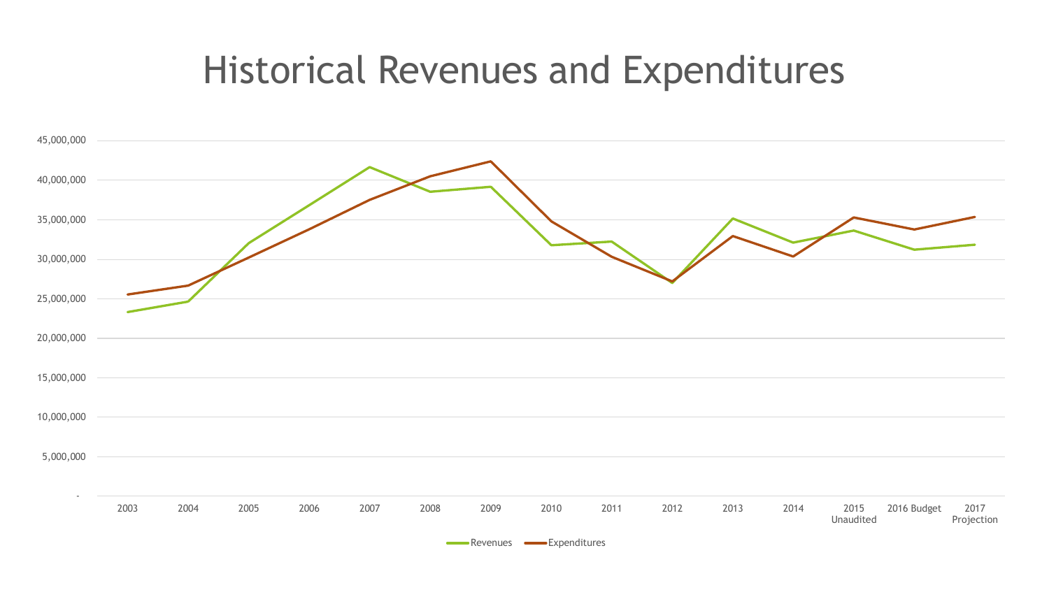# Historical Revenues and Expenditures

45,000,000
40,000,000
35,000,000
30,000,000
25,000,000
20,000,000
15,000,000
10,000,000
5,000,000
-

2003
2004
2005
2006
2007
2008
2009
2010
2011
2012
2013
2014
2015 Unaudited
2016 Budget
2017 Projection

Revenues
Expenditures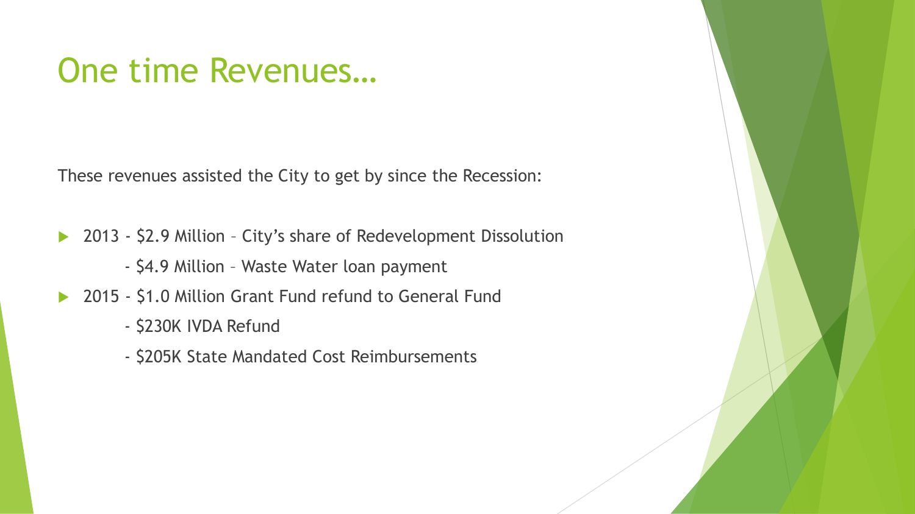# One time Revenues…

These revenues assisted the City to get by since the Recession:

- 2013 - $2.9 Million – City's share of Redevelopment Dissolution
  - $4.9 Million – Waste Water loan payment
- 2015 - $1.0 Million Grant Fund refund to General Fund
  - $230K IVDA Refund
  - $205K State Mandated Cost Reimbursements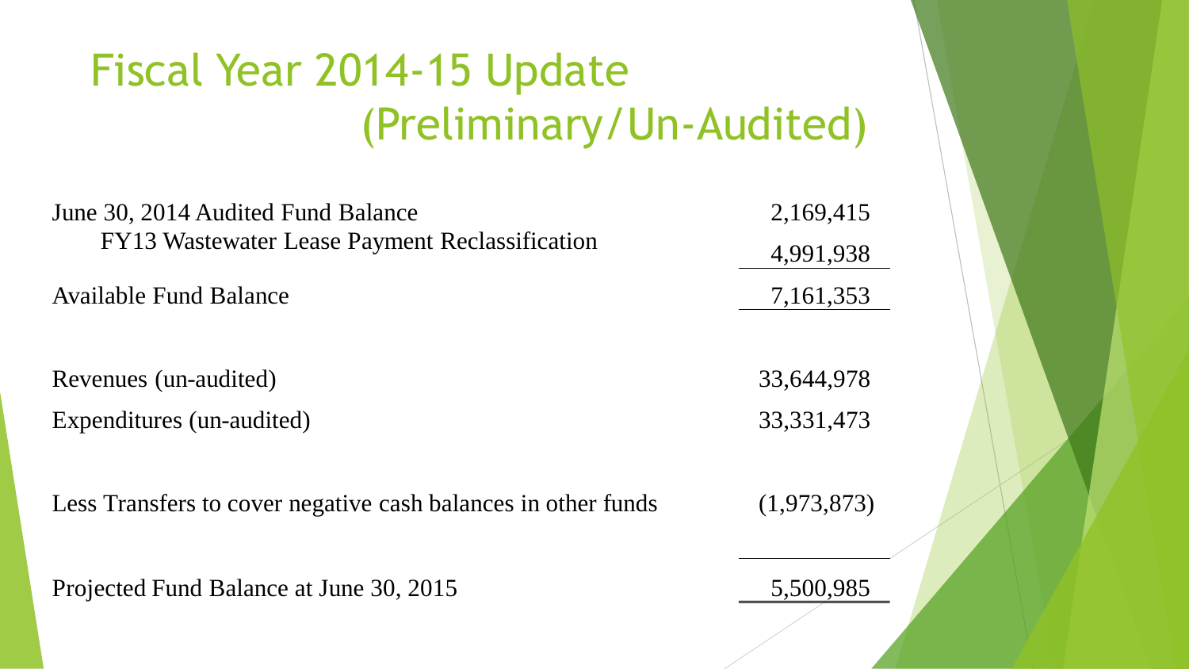# Fiscal Year 2014-15 Update (Preliminary/Un-Audited)

| | |
|---|---|
| June 30, 2014 Audited Fund Balance | 2,169,415 |
| FY13 Wastewater Lease Payment Reclassification | 4,991,938 |
| Available Fund Balance | 7,161,353 |
| | |
| Revenues (un-audited) | 33,644,978 |
| Expenditures (un-audited) | 33,331,473 |
| | |
| Less Transfers to cover negative cash balances in other funds | (1,973,873) |
| | |
| Projected Fund Balance at June 30, 2015 | 5,500,985 |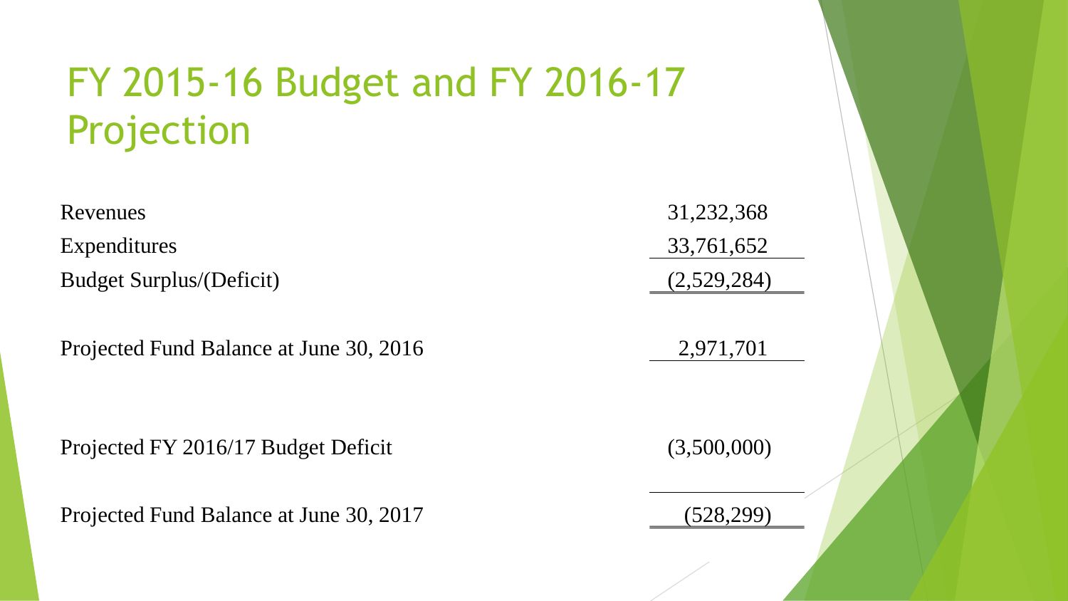# FY 2015-16 Budget and FY 2016-17 Projection

| | |
|---|---|
| Revenues | 31,232,368 |
| Expenditures | 33,761,652 |
| Budget Surplus/(Deficit) | (2,529,284) |
| | |
| Projected Fund Balance at June 30, 2016 | 2,971,701 |
| | |
| Projected FY 2016/17 Budget Deficit | (3,500,000) |
| | |
| Projected Fund Balance at June 30, 2017 | (528,299) |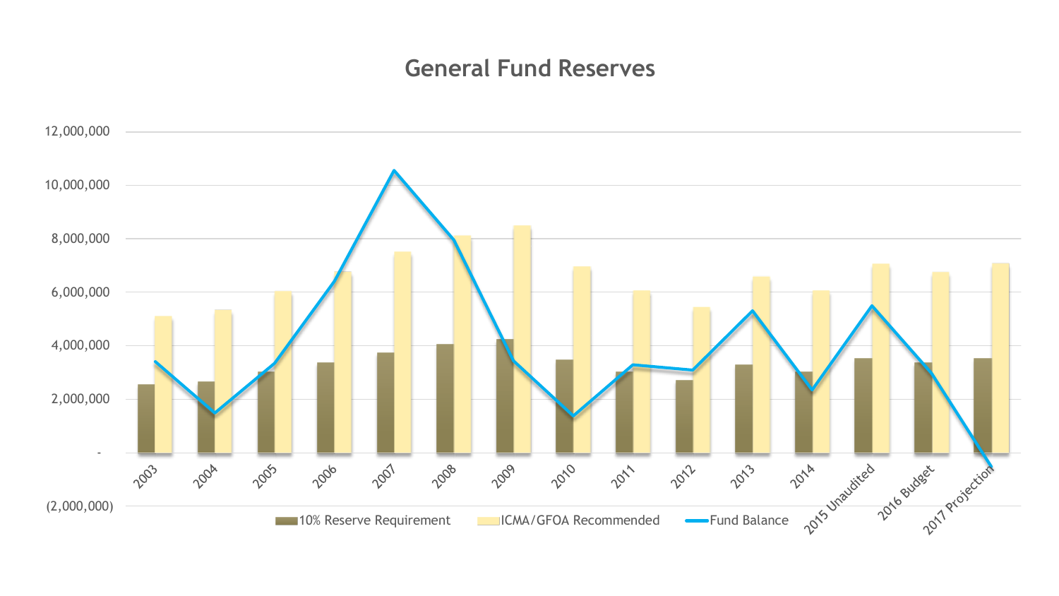# General Fund Reserves

12,000,000
10,000,000
8,000,000
6,000,000
4,000,000
2,000,000
-
(2,000,000)

2003
2004
2005
2006
2007
2008
2009
2010
2011
2012
2013
2014
2015 Unaudited
2016 Budget
2017 Projection

10% Reserve Requirement
ICMA/GFOA Recommended
Fund Balance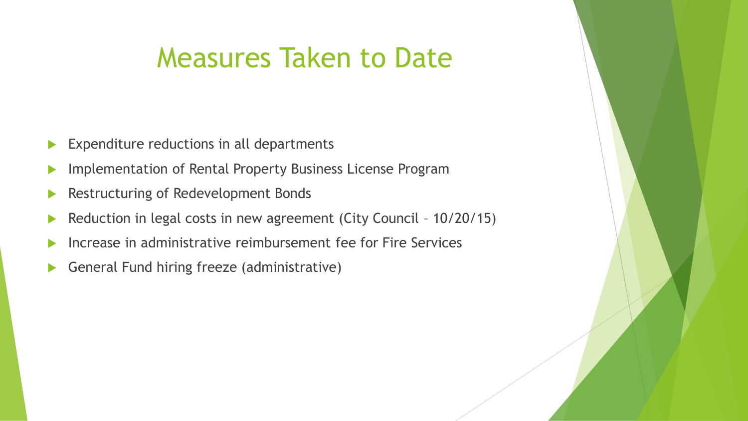# Measures Taken to Date

- Expenditure reductions in all departments
- Implementation of Rental Property Business License Program
- Restructuring of Redevelopment Bonds
- Reduction in legal costs in new agreement (City Council – 10/20/15)
- Increase in administrative reimbursement fee for Fire Services
- General Fund hiring freeze (administrative)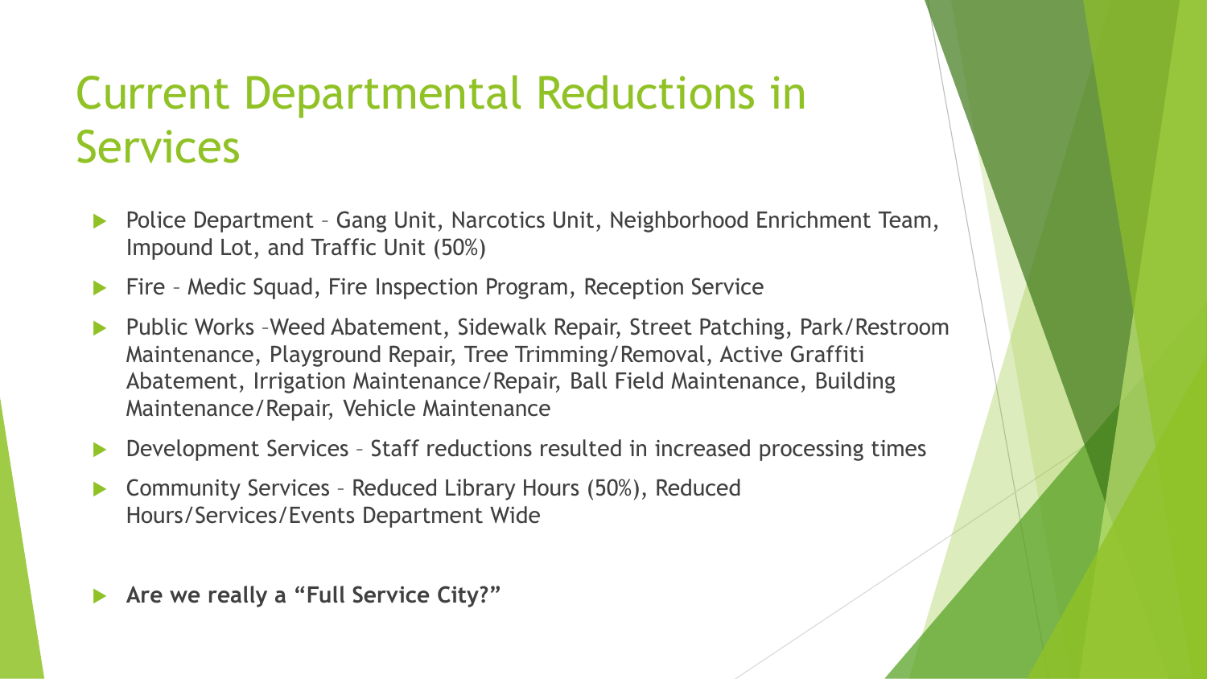# Current Departmental Reductions in Services

- Police Department – Gang Unit, Narcotics Unit, Neighborhood Enrichment Team, Impound Lot, and Traffic Unit (50%)
- Fire – Medic Squad, Fire Inspection Program, Reception Service
- Public Works –Weed Abatement, Sidewalk Repair, Street Patching, Park/Restroom Maintenance, Playground Repair, Tree Trimming/Removal, Active Graffiti Abatement, Irrigation Maintenance/Repair, Ball Field Maintenance, Building Maintenance/Repair, Vehicle Maintenance
- Development Services – Staff reductions resulted in increased processing times
- Community Services – Reduced Library Hours (50%), Reduced Hours/Services/Events Department Wide
- **Are we really a "Full Service City?"**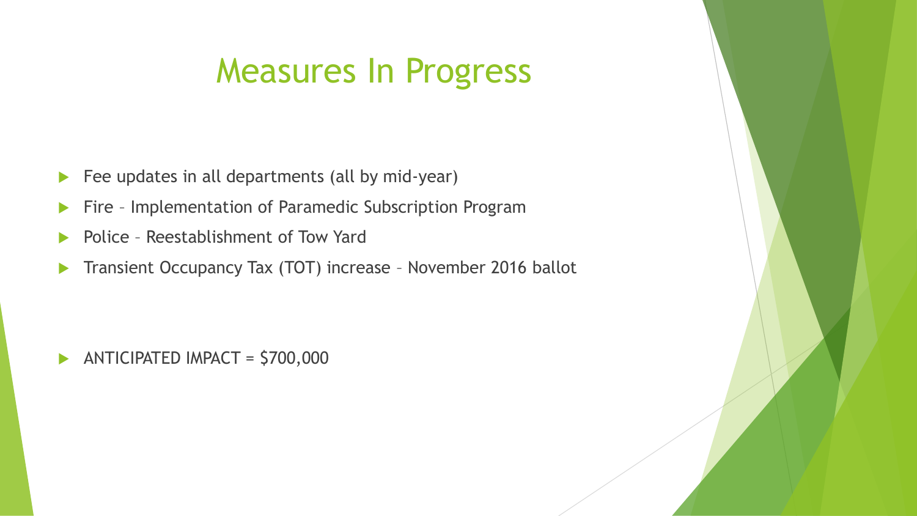# Measures In Progress

- Fee updates in all departments (all by mid-year)
- Fire – Implementation of Paramedic Subscription Program
- Police – Reestablishment of Tow Yard
- Transient Occupancy Tax (TOT) increase – November 2016 ballot

- ANTICIPATED IMPACT = $700,000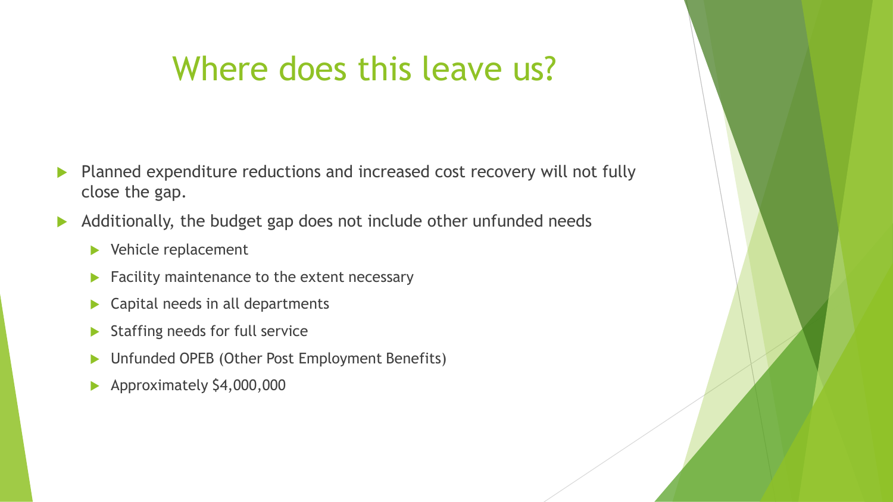# Where does this leave us?

- Planned expenditure reductions and increased cost recovery will not fully close the gap.
- Additionally, the budget gap does not include other unfunded needs
  - Vehicle replacement
  - Facility maintenance to the extent necessary
  - Capital needs in all departments
  - Staffing needs for full service
  - Unfunded OPEB (Other Post Employment Benefits)
  - Approximately $4,000,000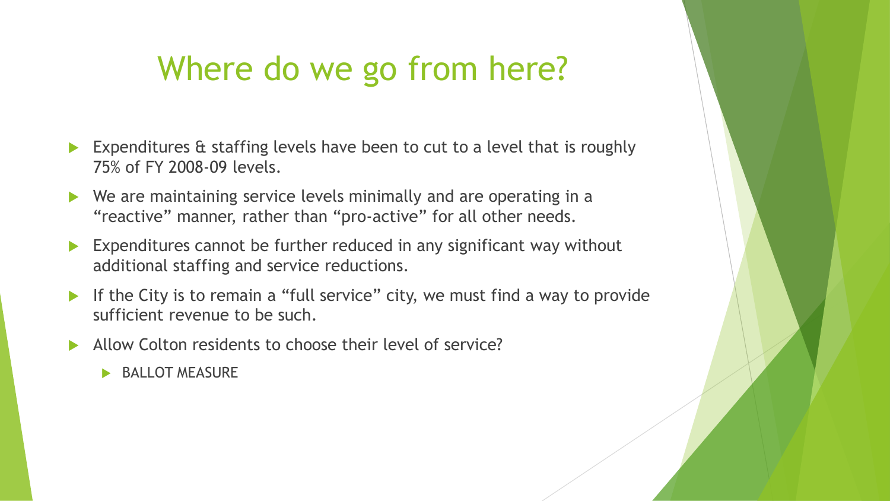# Where do we go from here?

- Expenditures & staffing levels have been to cut to a level that is roughly 75% of FY 2008-09 levels.
- We are maintaining service levels minimally and are operating in a "reactive" manner, rather than "pro-active" for all other needs.
- Expenditures cannot be further reduced in any significant way without additional staffing and service reductions.
- If the City is to remain a "full service" city, we must find a way to provide sufficient revenue to be such.
- Allow Colton residents to choose their level of service?
  - BALLOT MEASURE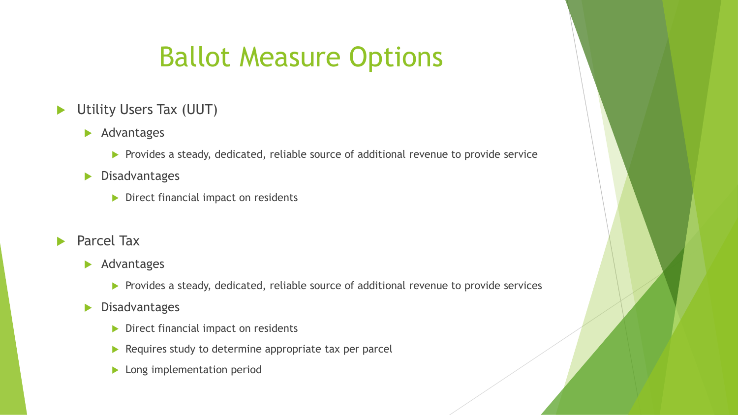# Ballot Measure Options

- Utility Users Tax (UUT)
  - Advantages
    - Provides a steady, dedicated, reliable source of additional revenue to provide service
  - Disadvantages
    - Direct financial impact on residents

- Parcel Tax
  - Advantages
    - Provides a steady, dedicated, reliable source of additional revenue to provide services
  - Disadvantages
    - Direct financial impact on residents
    - Requires study to determine appropriate tax per parcel
    - Long implementation period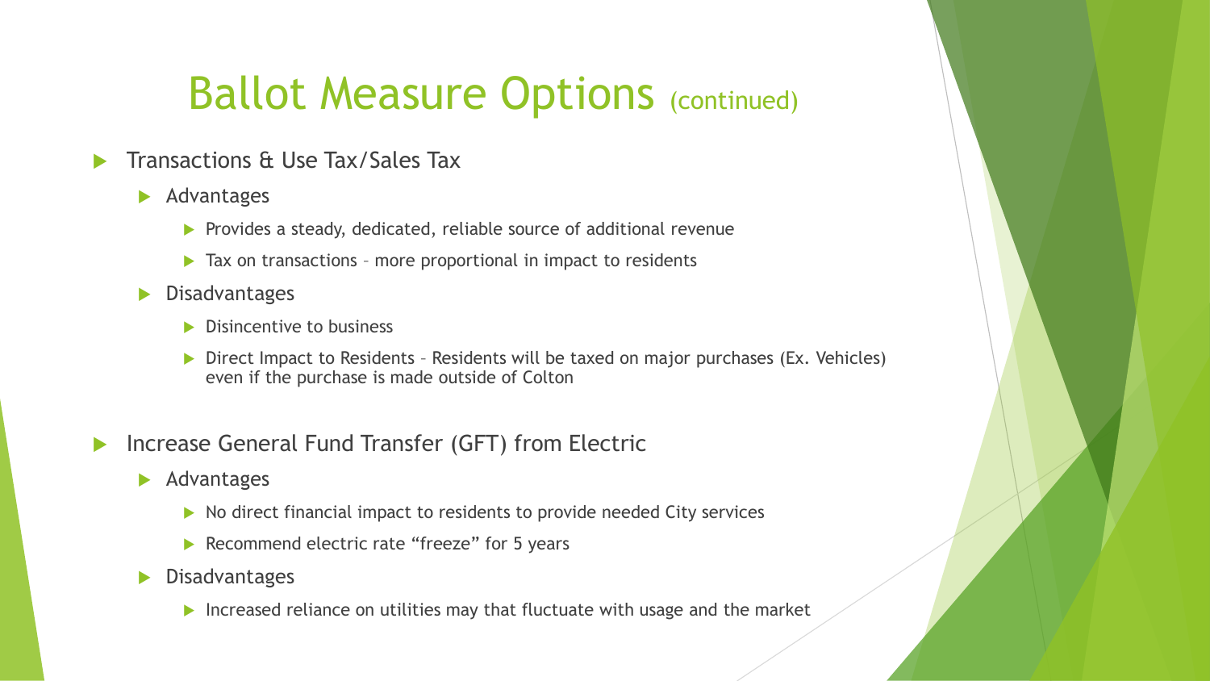# Ballot Measure Options (continued)

- Transactions & Use Tax/Sales Tax
  - Advantages
    - Provides a steady, dedicated, reliable source of additional revenue
    - Tax on transactions – more proportional in impact to residents
  - Disadvantages
    - Disincentive to business
    - Direct Impact to Residents – Residents will be taxed on major purchases (Ex. Vehicles) even if the purchase is made outside of Colton
- Increase General Fund Transfer (GFT) from Electric
  - Advantages
    - No direct financial impact to residents to provide needed City services
    - Recommend electric rate "freeze" for 5 years
  - Disadvantages
    - Increased reliance on utilities may that fluctuate with usage and the market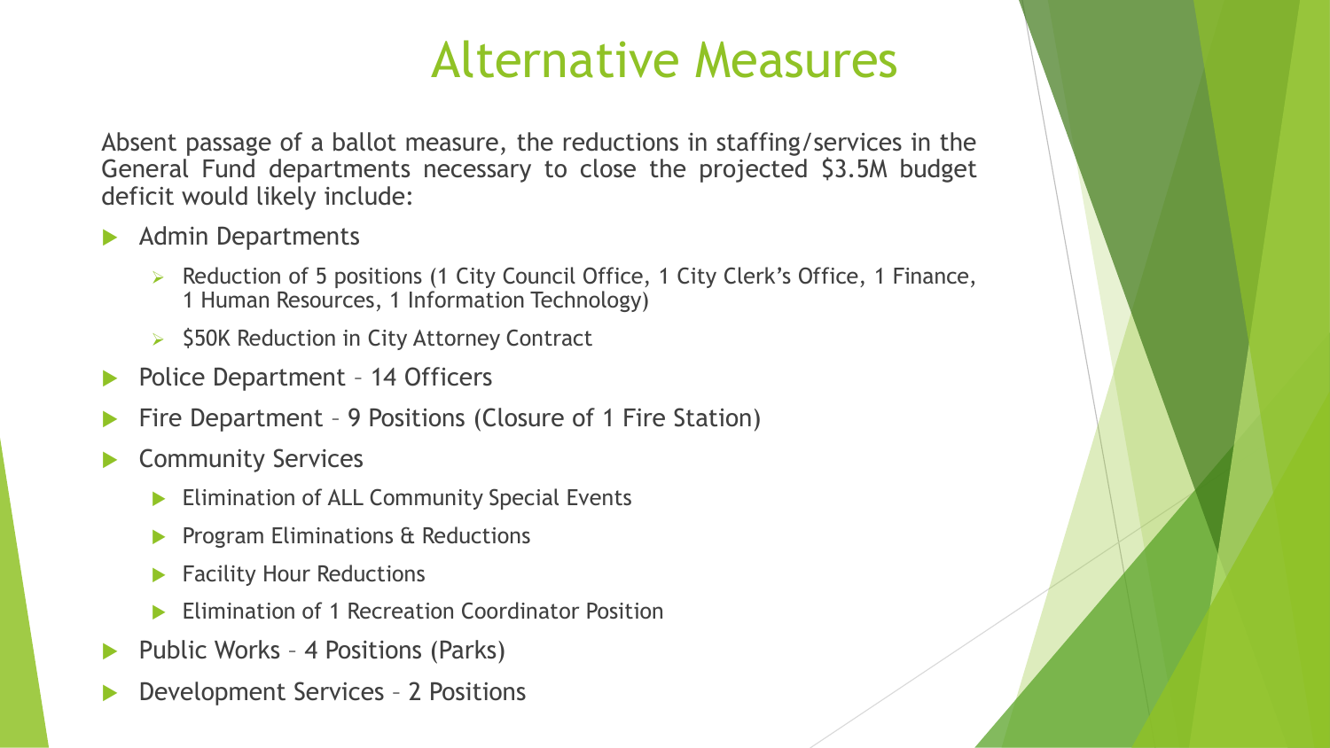# Alternative Measures

Absent passage of a ballot measure, the reductions in staffing/services in the General Fund departments necessary to close the projected $3.5M budget deficit would likely include:

- Admin Departments
  - Reduction of 5 positions (1 City Council Office, 1 City Clerk's Office, 1 Finance, 1 Human Resources, 1 Information Technology)
  - $50K Reduction in City Attorney Contract
- Police Department – 14 Officers
- Fire Department – 9 Positions (Closure of 1 Fire Station)
- Community Services
  - Elimination of ALL Community Special Events
  - Program Eliminations & Reductions
  - Facility Hour Reductions
  - Elimination of 1 Recreation Coordinator Position
- Public Works – 4 Positions (Parks)
- Development Services – 2 Positions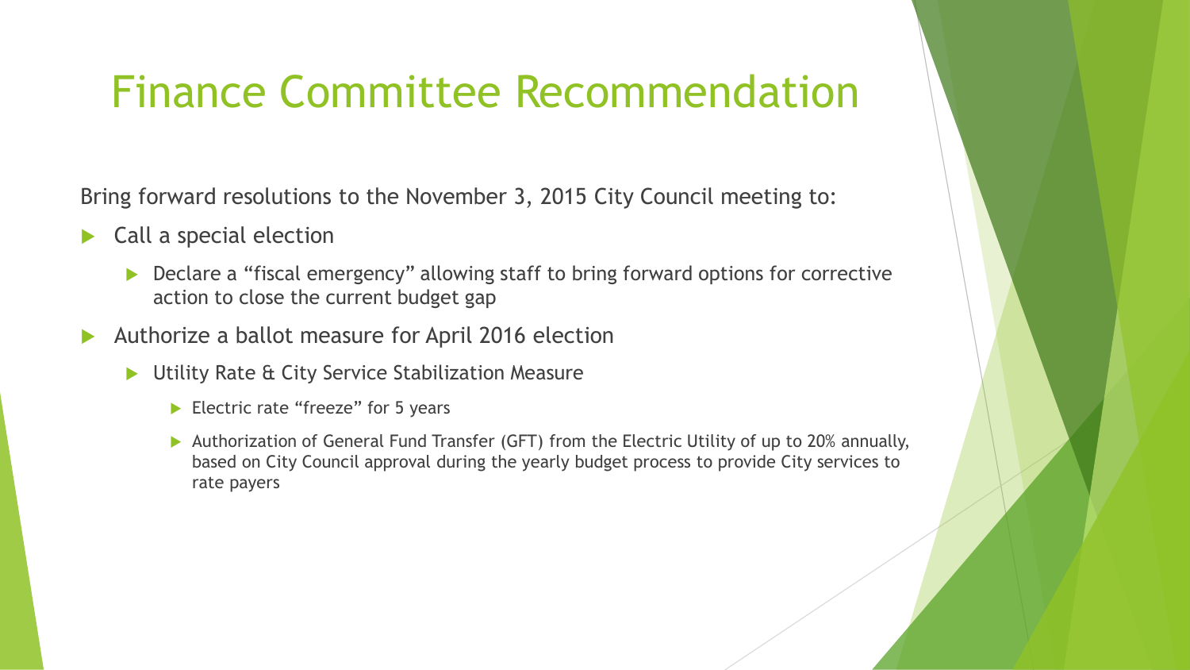# Finance Committee Recommendation

Bring forward resolutions to the November 3, 2015 City Council meeting to:

- Call a special election
  - Declare a "fiscal emergency" allowing staff to bring forward options for corrective action to close the current budget gap
- Authorize a ballot measure for April 2016 election
  - Utility Rate & City Service Stabilization Measure
    - Electric rate "freeze" for 5 years
    - Authorization of General Fund Transfer (GFT) from the Electric Utility of up to 20% annually, based on City Council approval during the yearly budget process to provide City services to rate payers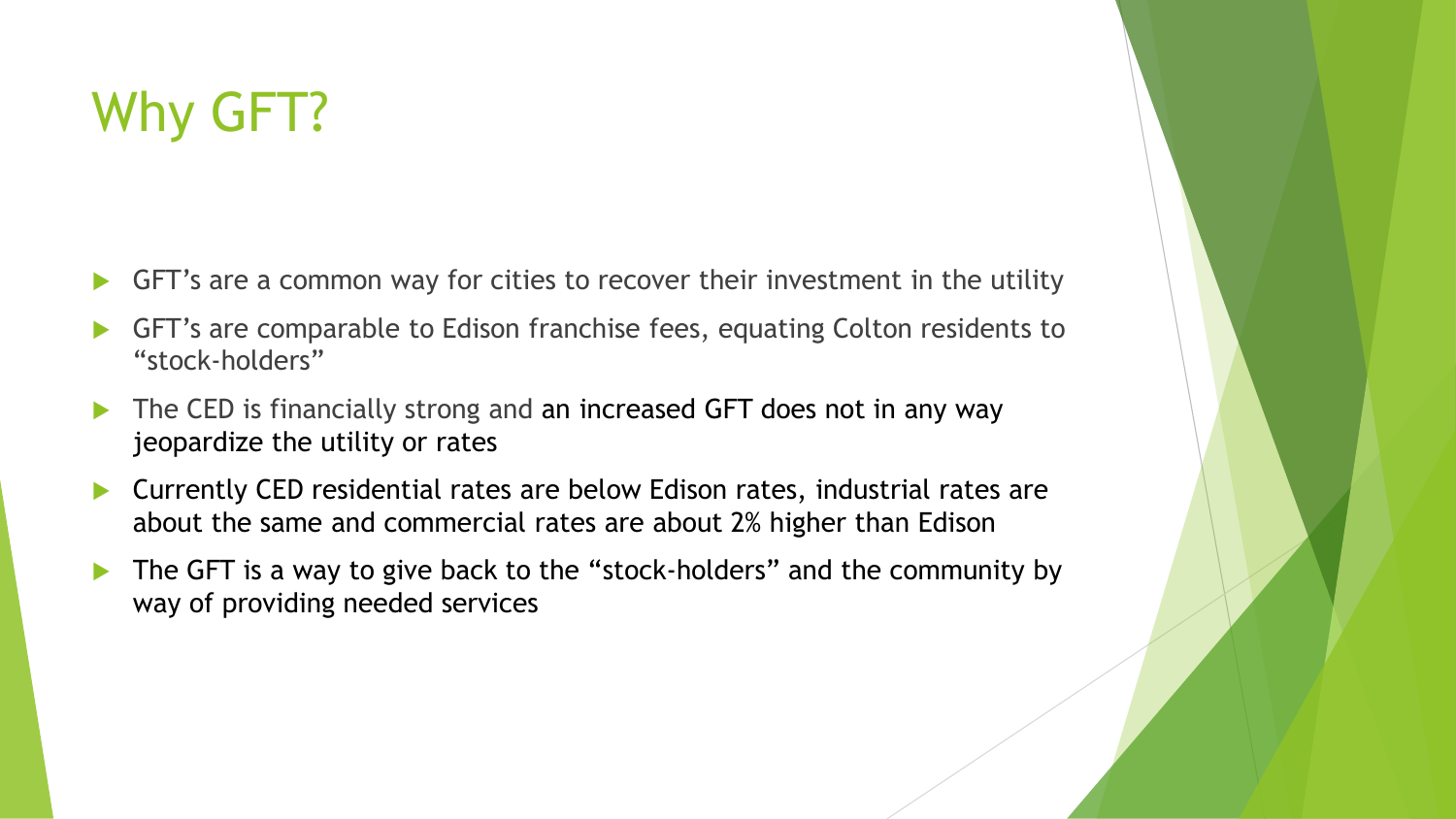# Why GFT?

- GFT’s are a common way for cities to recover their investment in the utility
- GFT’s are comparable to Edison franchise fees, equating Colton residents to “stock-holders”
- The CED is financially strong and an increased GFT does not in any way jeopardize the utility or rates
- Currently CED residential rates are below Edison rates, industrial rates are about the same and commercial rates are about 2% higher than Edison
- The GFT is a way to give back to the “stock-holders” and the community by way of providing needed services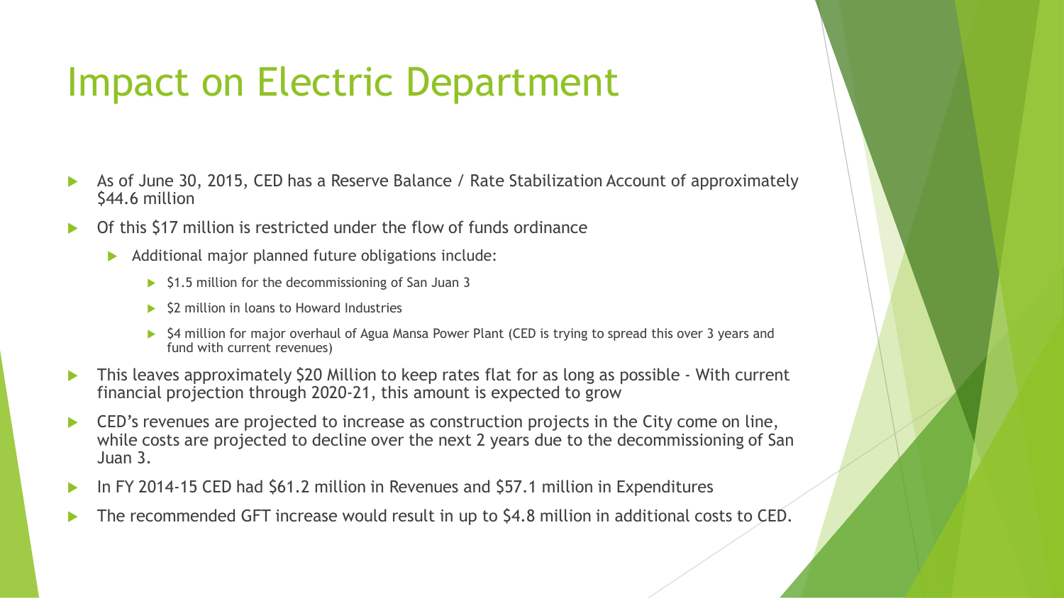# Impact on Electric Department

- As of June 30, 2015, CED has a Reserve Balance / Rate Stabilization Account of approximately $44.6 million
- Of this $17 million is restricted under the flow of funds ordinance
  - Additional major planned future obligations include:
    - $1.5 million for the decommissioning of San Juan 3
    - $2 million in loans to Howard Industries
    - $4 million for major overhaul of Agua Mansa Power Plant (CED is trying to spread this over 3 years and fund with current revenues)
- This leaves approximately $20 Million to keep rates flat for as long as possible - With current financial projection through 2020-21, this amount is expected to grow
- CED's revenues are projected to increase as construction projects in the City come on line, while costs are projected to decline over the next 2 years due to the decommissioning of San Juan 3.
- In FY 2014-15 CED had $61.2 million in Revenues and $57.1 million in Expenditures
- The recommended GFT increase would result in up to $4.8 million in additional costs to CED.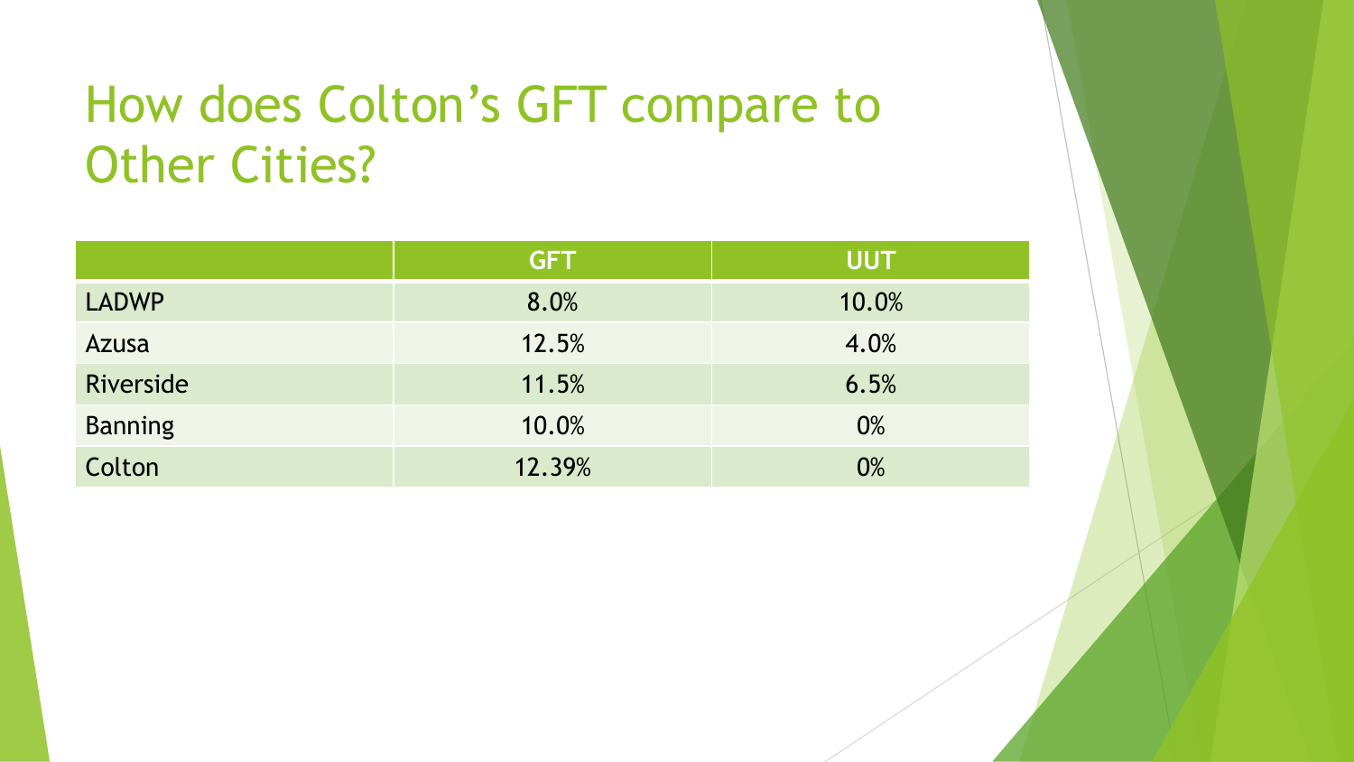# How does Colton's GFT compare to Other Cities?

| | GFT | UUT |
|---|---|---|
| LADWP | 8.0% | 10.0% |
| Azusa | 12.5% | 4.0% |
| Riverside | 11.5% | 6.5% |
| Banning | 10.0% | 0% |
| Colton | 12.39% | 0% |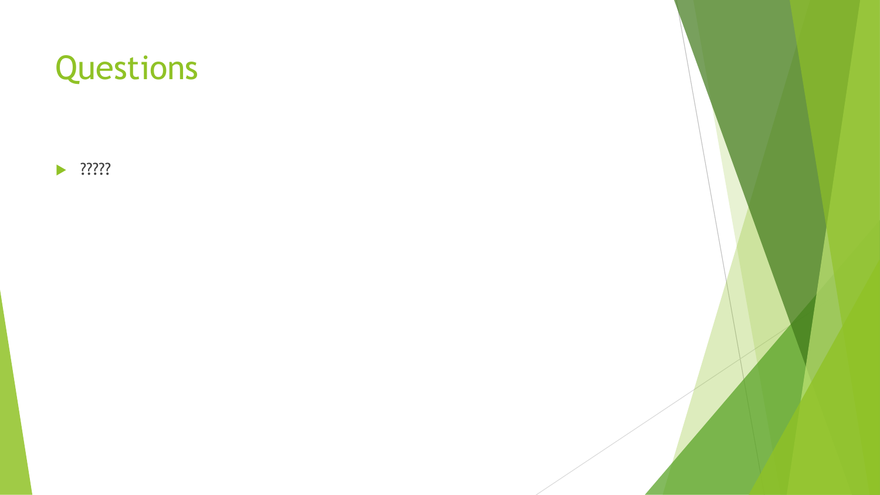# Questions

- ?????